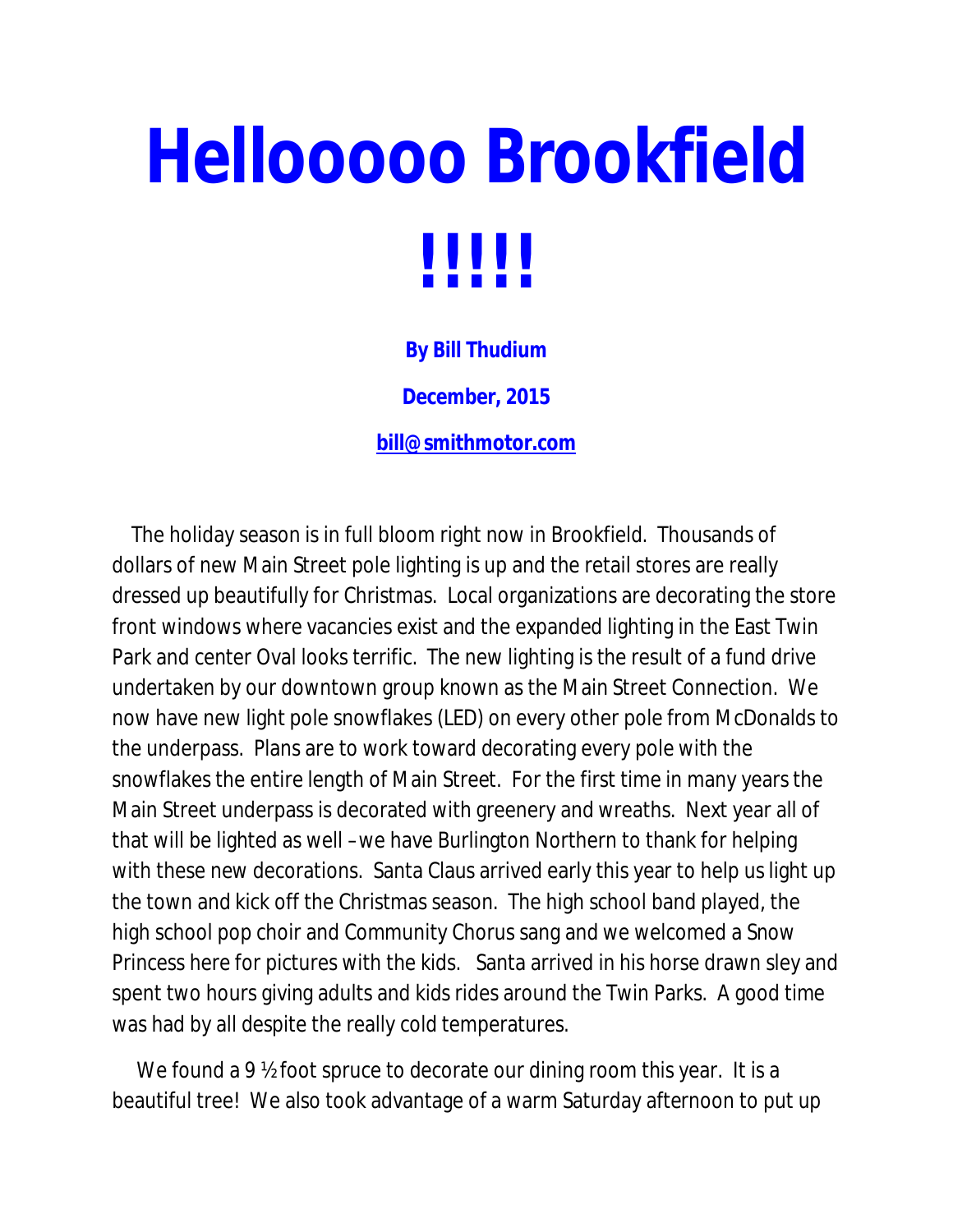# Hellooooo Brookfield !!!!!

**By Bill Thudium**

**December, 2015**

**bill@smithmotor.com**

The holiday season is in full bloom right now in Brookfield. Thousands of dollars of new Main Street pole lighting is up and the retail stores are really dressed up beautifully for Christmas. Local organizations are decorating the store front windows where vacancies exist and the expanded lighting in the East Twin Park and center Oval looks terrific. The new lighting is the result of a fund drive undertaken by our downtown group known as the Main Street Connection. We now have new light pole snowflakes (LED) on every other pole from McDonalds to the underpass. Plans are to work toward decorating every pole with the snowflakes the entire length of Main Street. For the first time in many years the Main Street underpass is decorated with greenery and wreaths. Next year all of that will be lighted as well – we have Burlington Northern to thank for helping with these new decorations. Santa Claus arrived early this year to help us light up the town and kick off the Christmas season. The high school band played, the high school pop choir and Community Chorus sang and we welcomed a Snow Princess here for pictures with the kids. Santa arrived in his horse drawn sley and spent two hours giving adults and kids rides around the Twin Parks. A good time was had by all despite the really cold temperatures.

We found a 9 ½ foot spruce to decorate our dining room this year. It is a beautiful tree! We also took advantage of a warm Saturday afternoon to put up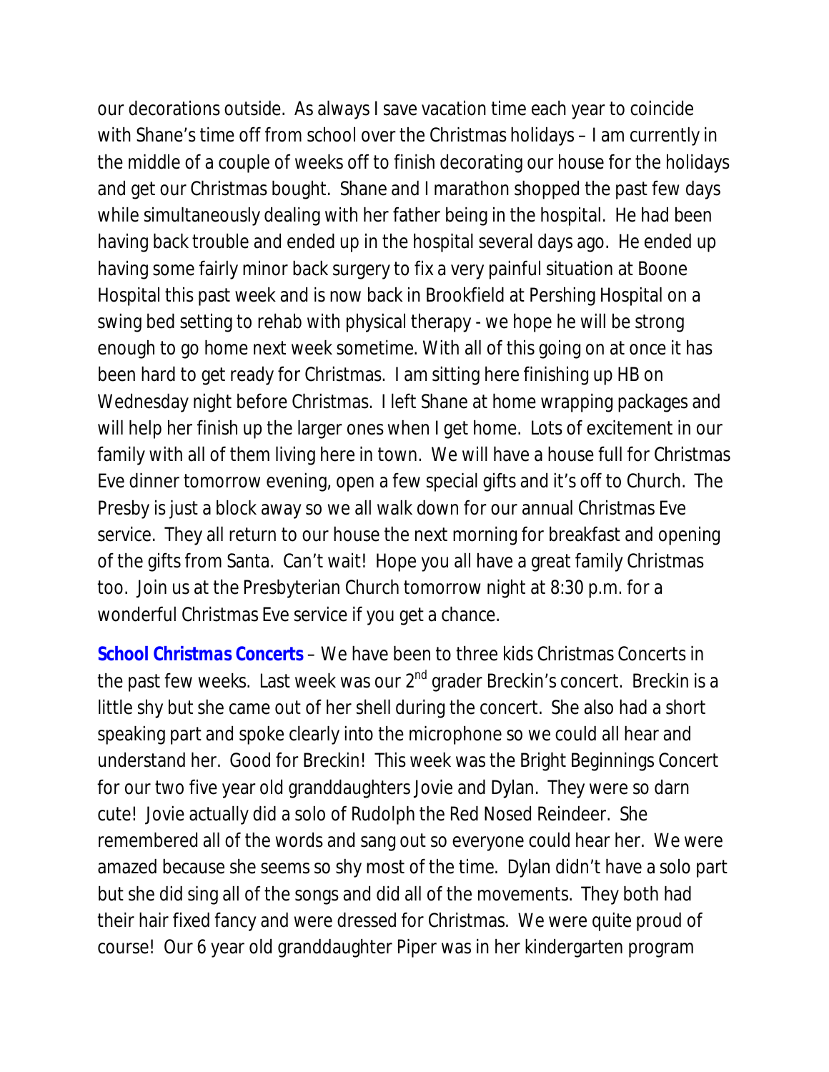our decorations outside. As always I save vacation time each year to coincide with Shane's time off from school over the Christmas holidays – I am currently in the middle of a couple of weeks off to finish decorating our house for the holidays and get our Christmas bought. Shane and I marathon shopped the past few days while simultaneously dealing with her father being in the hospital. He had been having back trouble and ended up in the hospital several days ago. He ended up having some fairly minor back surgery to fix a very painful situation at Boone Hospital this past week and is now back in Brookfield at Pershing Hospital on a swing bed setting to rehab with physical therapy - we hope he will be strong enough to go home next week sometime. With all of this going on at once it has been hard to get ready for Christmas. I am sitting here finishing up HB on Wednesday night before Christmas. I left Shane at home wrapping packages and will help her finish up the larger ones when I get home. Lots of excitement in our family with all of them living here in town. We will have a house full for Christmas Eve dinner tomorrow evening, open a few special gifts and it's off to Church. The Presby is just a block away so we all walk down for our annual Christmas Eve service. They all return to our house the next morning for breakfast and opening of the gifts from Santa. Can't wait! Hope you all have a great family Christmas too. Join us at the Presbyterian Church tomorrow night at 8:30 p.m. for a wonderful Christmas Eve service if you get a chance.

**School Christmas Concerts** – We have been to three kids Christmas Concerts in the past few weeks. Last week was our 2nd grader Breckin's concert. Breckin is a little shy but she came out of her shell during the concert. She also had a short speaking part and spoke clearly into the microphone so we could all hear and understand her. Good for Breckin! This week was the Bright Beginnings Concert for our two five year old granddaughters Jovie and Dylan. They were so darn cute! Jovie actually did a solo of Rudolph the Red Nosed Reindeer. She remembered all of the words and sang out so everyone could hear her. We were amazed because she seems so shy most of the time. Dylan didn't have a solo part but she did sing all of the songs and did all of the movements. They both had their hair fixed fancy and were dressed for Christmas. We were quite proud of course! Our 6 year old granddaughter Piper was in her kindergarten program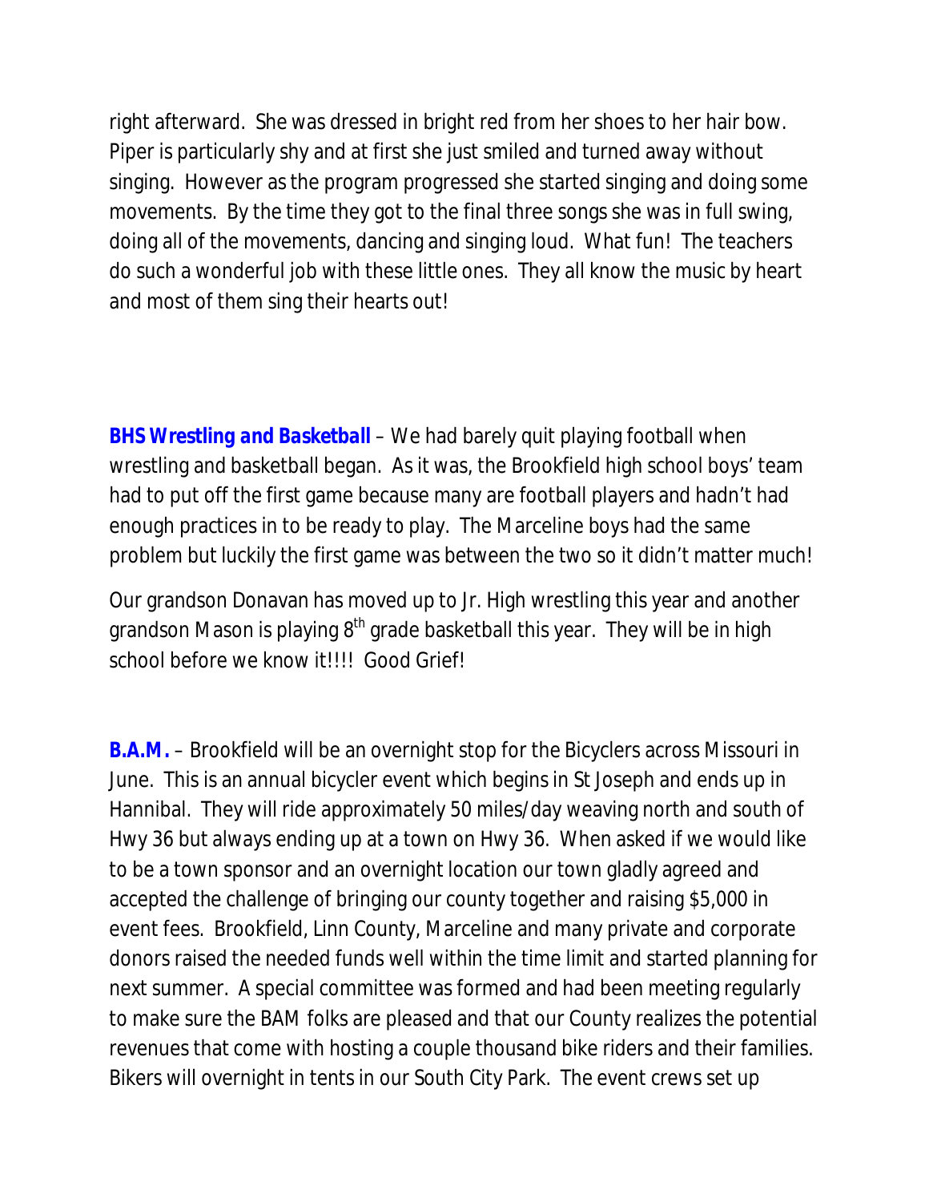right afterward. She was dressed in bright red from her shoes to her hair bow. Piper is particularly shy and at first she just smiled and turned away without singing. However as the program progressed she started singing and doing some movements. By the time they got to the final three songs she was in full swing, doing all of the movements, dancing and singing loud. What fun! The teachers do such a wonderful job with these little ones. They all know the music by heart and most of them sing their hearts out!

**BHS Wrestling and Basketball** – We had barely quit playing football when wrestling and basketball began. As it was, the Brookfield high school boys' team had to put off the first game because many are football players and hadn't had enough practices in to be ready to play. The Marceline boys had the same problem but luckily the first game was between the two so it didn't matter much!

Our grandson Donavan has moved up to Jr. High wrestling this year and another grandson Mason is playing 8th grade basketball this year. They will be in high school before we know it!!!! Good Grief!

**B.A.M.** – Brookfield will be an overnight stop for the Bicyclers across Missouri in June. This is an annual bicycler event which begins in St Joseph and ends up in Hannibal. They will ride approximately 50 miles/day weaving north and south of Hwy 36 but always ending up at a town on Hwy 36. When asked if we would like to be a town sponsor and an overnight location our town gladly agreed and accepted the challenge of bringing our county together and raising $5,000 in event fees. Brookfield, Linn County, Marceline and many private and corporate donors raised the needed funds well within the time limit and started planning for next summer. A special committee was formed and had been meeting regularly to make sure the BAM folks are pleased and that our County realizes the potential revenues that come with hosting a couple thousand bike riders and their families. Bikers will overnight in tents in our South City Park. The event crews set up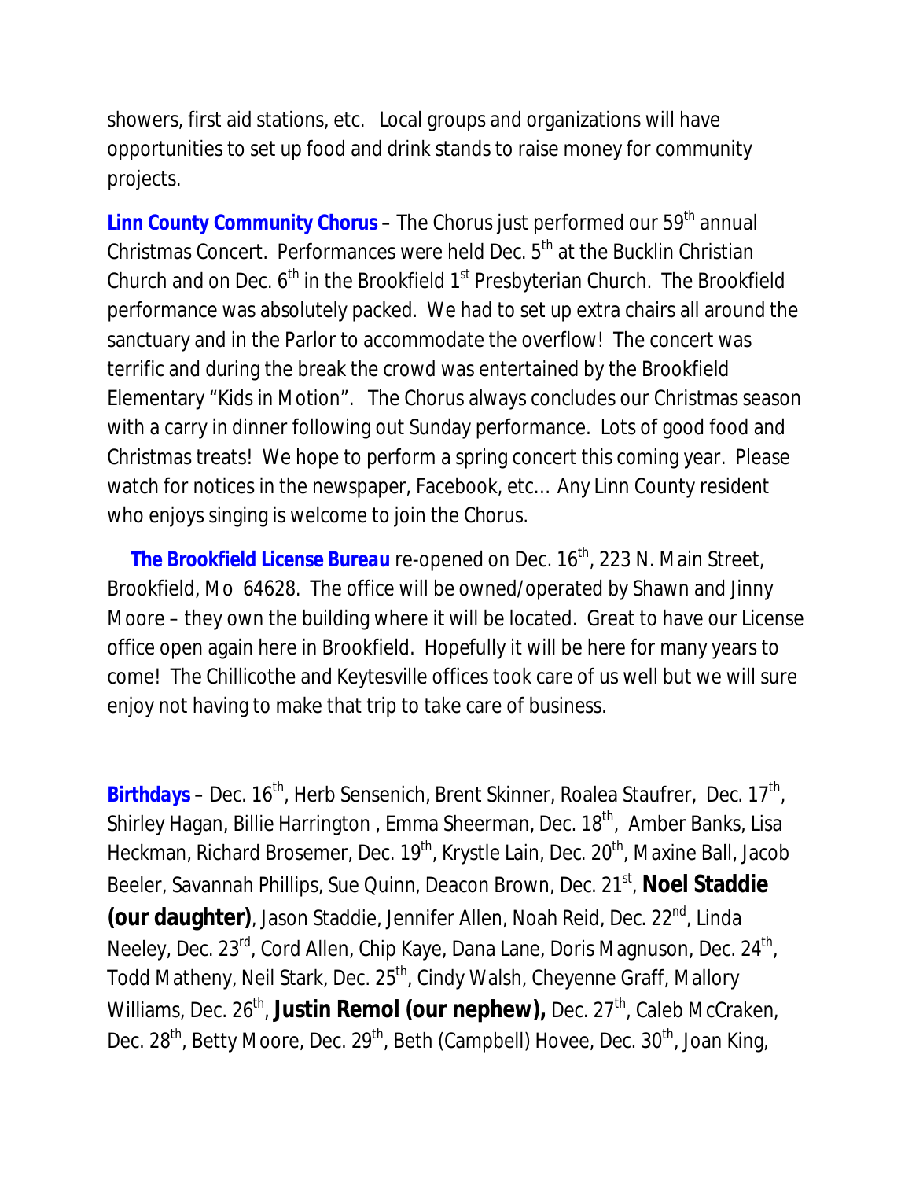showers, first aid stations, etc. Local groups and organizations will have opportunities to set up food and drink stands to raise money for community projects.

**Linn County Community Chorus** – The Chorus just performed our 59th annual Christmas Concert. Performances were held Dec. 5th at the Bucklin Christian Church and on Dec. 6th in the Brookfield 1st Presbyterian Church. The Brookfield performance was absolutely packed. We had to set up extra chairs all around the sanctuary and in the Parlor to accommodate the overflow! The concert was terrific and during the break the crowd was entertained by the Brookfield Elementary "Kids in Motion". The Chorus always concludes our Christmas season with a carry in dinner following out Sunday performance. Lots of good food and Christmas treats! We hope to perform a spring concert this coming year. Please watch for notices in the newspaper, Facebook, etc… Any Linn County resident who enjoys singing is welcome to join the Chorus.

**The Brookfield License Bureau** re-opened on Dec. 16th, 223 N. Main Street, Brookfield, Mo 64628. The office will be owned/operated by Shawn and Jinny Moore – they own the building where it will be located. Great to have our License office open again here in Brookfield. Hopefully it will be here for many years to come! The Chillicothe and Keytesville offices took care of us well but we will sure enjoy not having to make that trip to take care of business.

**Birthdays** – Dec. 16th, Herb Sensenich, Brent Skinner, Roalea Staufrer, Dec. 17th, Shirley Hagan, Billie Harrington , Emma Sheerman, Dec. 18th, Amber Banks, Lisa Heckman, Richard Brosemer, Dec. 19th, Krystle Lain, Dec. 20th, Maxine Ball, Jacob Beeler, Savannah Phillips, Sue Quinn, Deacon Brown, Dec. 21st, **Noel Staddie (our daughter)**, Jason Staddie, Jennifer Allen, Noah Reid, Dec. 22nd, Linda Neeley, Dec. 23rd, Cord Allen, Chip Kaye, Dana Lane, Doris Magnuson, Dec. 24th, Todd Matheny, Neil Stark, Dec. 25th, Cindy Walsh, Cheyenne Graff, Mallory Williams, Dec. 26th, **Justin Remol (our nephew),** Dec. 27th, Caleb McCraken, Dec. 28th, Betty Moore, Dec. 29th, Beth (Campbell) Hovee, Dec. 30th, Joan King,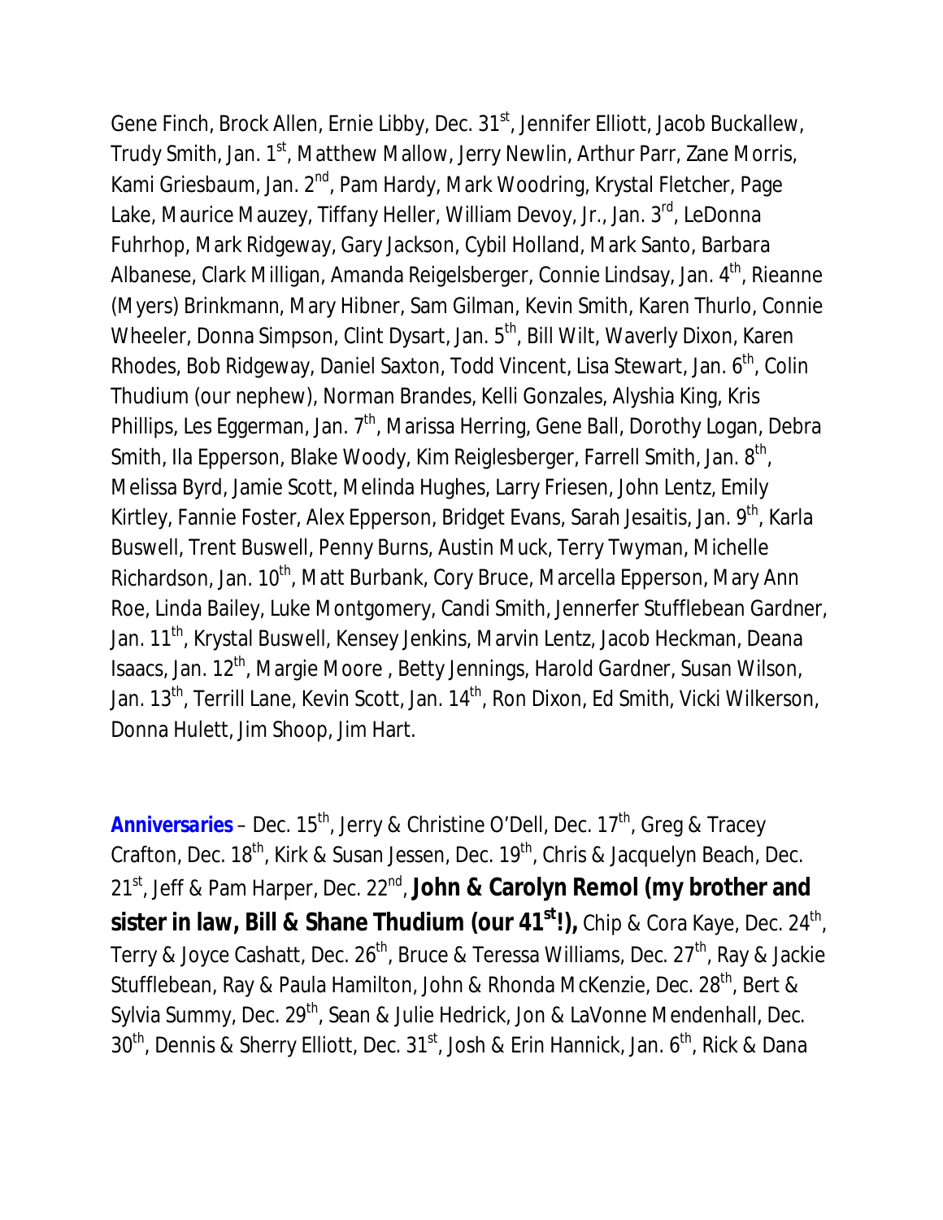Gene Finch, Brock Allen, Ernie Libby, Dec. 31st, Jennifer Elliott, Jacob Buckallew, Trudy Smith, Jan. 1st, Matthew Mallow, Jerry Newlin, Arthur Parr, Zane Morris, Kami Griesbaum, Jan. 2nd, Pam Hardy, Mark Woodring, Krystal Fletcher, Page Lake, Maurice Mauzey, Tiffany Heller, William Devoy, Jr., Jan. 3rd, LeDonna Fuhrhop, Mark Ridgeway, Gary Jackson, Cybil Holland, Mark Santo, Barbara Albanese, Clark Milligan, Amanda Reigelsberger, Connie Lindsay, Jan. 4th, Rieanne (Myers) Brinkmann, Mary Hibner, Sam Gilman, Kevin Smith, Karen Thurlo, Connie Wheeler, Donna Simpson, Clint Dysart, Jan. 5th, Bill Wilt, Waverly Dixon, Karen Rhodes, Bob Ridgeway, Daniel Saxton, Todd Vincent, Lisa Stewart, Jan. 6th, Colin Thudium (our nephew), Norman Brandes, Kelli Gonzales, Alyshia King, Kris Phillips, Les Eggerman, Jan. 7th, Marissa Herring, Gene Ball, Dorothy Logan, Debra Smith, Ila Epperson, Blake Woody, Kim Reiglesberger, Farrell Smith, Jan. 8th, Melissa Byrd, Jamie Scott, Melinda Hughes, Larry Friesen, John Lentz, Emily Kirtley, Fannie Foster, Alex Epperson, Bridget Evans, Sarah Jesaitis, Jan. 9th, Karla Buswell, Trent Buswell, Penny Burns, Austin Muck, Terry Twyman, Michelle Richardson, Jan. 10th, Matt Burbank, Cory Bruce, Marcella Epperson, Mary Ann Roe, Linda Bailey, Luke Montgomery, Candi Smith, Jennerfer Stufflebean Gardner, Jan. 11th, Krystal Buswell, Kensey Jenkins, Marvin Lentz, Jacob Heckman, Deana Isaacs, Jan. 12th, Margie Moore , Betty Jennings, Harold Gardner, Susan Wilson, Jan. 13th, Terrill Lane, Kevin Scott, Jan. 14th, Ron Dixon, Ed Smith, Vicki Wilkerson, Donna Hulett, Jim Shoop, Jim Hart.

***Anniversaries*** – Dec. 15th, Jerry & Christine O'Dell, Dec. 17th, Greg & Tracey Crafton, Dec. 18th, Kirk & Susan Jessen, Dec. 19th, Chris & Jacquelyn Beach, Dec. 21st, Jeff & Pam Harper, Dec. 22nd, **John & Carolyn Remol (my brother and sister in law, Bill & Shane Thudium (our 41st!),** Chip & Cora Kaye, Dec. 24th, Terry & Joyce Cashatt, Dec. 26th, Bruce & Teressa Williams, Dec. 27th, Ray & Jackie Stufflebean, Ray & Paula Hamilton, John & Rhonda McKenzie, Dec. 28th, Bert & Sylvia Summy, Dec. 29th, Sean & Julie Hedrick, Jon & LaVonne Mendenhall, Dec. 30th, Dennis & Sherry Elliott, Dec. 31st, Josh & Erin Hannick, Jan. 6th, Rick & Dana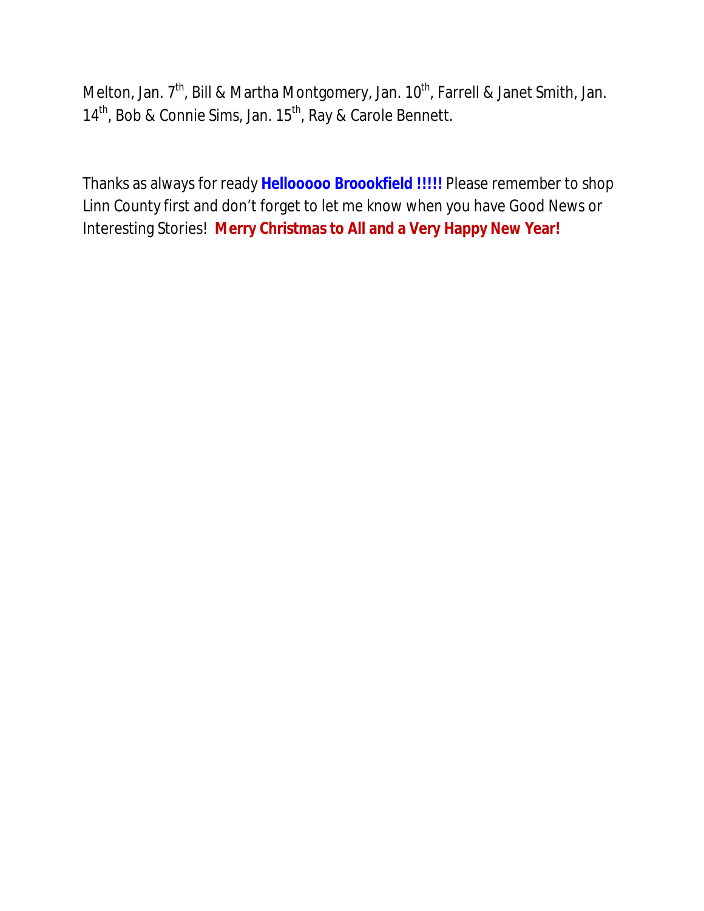Melton, Jan. 7th, Bill & Martha Montgomery, Jan. 10th, Farrell & Janet Smith, Jan. 14th, Bob & Connie Sims, Jan. 15th, Ray & Carole Bennett.

Thanks as always for ready **Hellooooo Broookfield !!!!!** Please remember to shop Linn County first and don't forget to let me know when you have Good News or Interesting Stories! **Merry Christmas to All and a Very Happy New Year!**